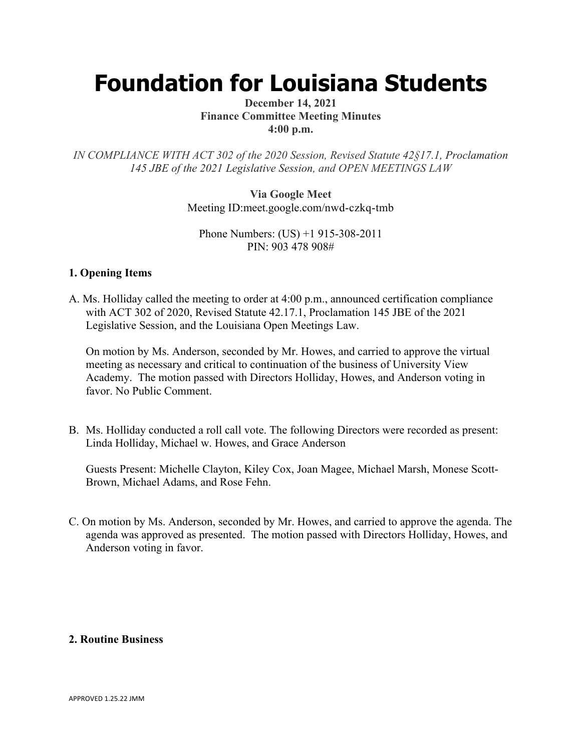# Foundation for Louisiana Students

**December 14, 2021**
**Finance Committee Meeting Minutes**
**4:00 p.m.**

*IN COMPLIANCE WITH ACT 302 of the 2020 Session, Revised Statute 42§17.1, Proclamation 145 JBE of the 2021 Legislative Session, and OPEN MEETINGS LAW*

**Via Google Meet**
Meeting ID:meet.google.com/nwd-czkq-tmb

Phone Numbers: (US) +1 915-308-2011
PIN: 903 478 908#

### 1. Opening Items

A. Ms. Holliday called the meeting to order at 4:00 p.m., announced certification compliance with ACT 302 of 2020, Revised Statute 42.17.1, Proclamation 145 JBE of the 2021 Legislative Session, and the Louisiana Open Meetings Law.

On motion by Ms. Anderson, seconded by Mr. Howes, and carried to approve the virtual meeting as necessary and critical to continuation of the business of University View Academy. The motion passed with Directors Holliday, Howes, and Anderson voting in favor. No Public Comment.

B. Ms. Holliday conducted a roll call vote. The following Directors were recorded as present: Linda Holliday, Michael w. Howes, and Grace Anderson

Guests Present: Michelle Clayton, Kiley Cox, Joan Magee, Michael Marsh, Monese Scott-Brown, Michael Adams, and Rose Fehn.

C. On motion by Ms. Anderson, seconded by Mr. Howes, and carried to approve the agenda. The agenda was approved as presented. The motion passed with Directors Holliday, Howes, and Anderson voting in favor.

### 2. Routine Business

APPROVED 1.25.22 JMM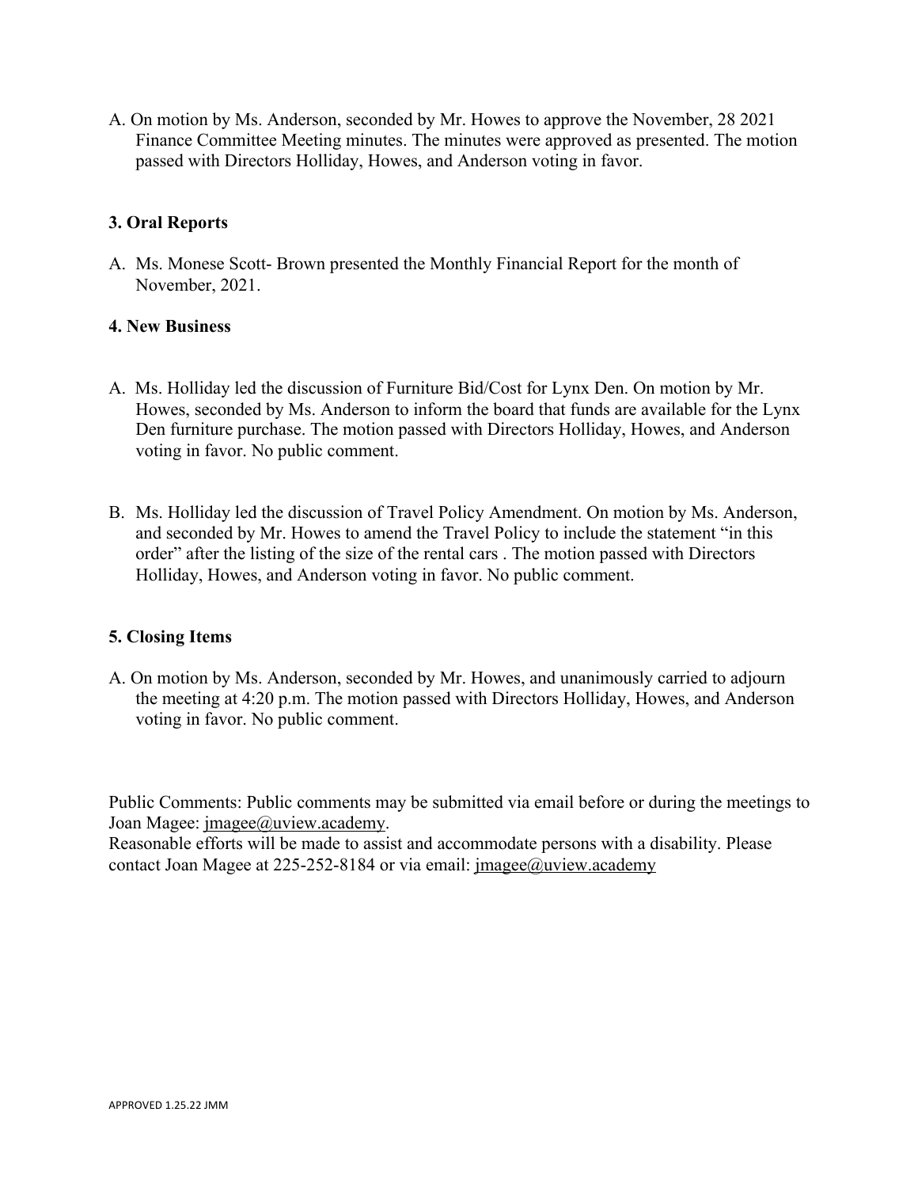A. On motion by Ms. Anderson, seconded by Mr. Howes to approve the November, 28 2021 Finance Committee Meeting minutes. The minutes were approved as presented. The motion passed with Directors Holliday, Howes, and Anderson voting in favor.

### 3. Oral Reports

A. Ms. Monese Scott- Brown presented the Monthly Financial Report for the month of November, 2021.

### 4. New Business

A. Ms. Holliday led the discussion of Furniture Bid/Cost for Lynx Den. On motion by Mr. Howes, seconded by Ms. Anderson to inform the board that funds are available for the Lynx Den furniture purchase. The motion passed with Directors Holliday, Howes, and Anderson voting in favor. No public comment.

B. Ms. Holliday led the discussion of Travel Policy Amendment. On motion by Ms. Anderson, and seconded by Mr. Howes to amend the Travel Policy to include the statement "in this order" after the listing of the size of the rental cars . The motion passed with Directors Holliday, Howes, and Anderson voting in favor. No public comment.

### 5. Closing Items

A. On motion by Ms. Anderson, seconded by Mr. Howes, and unanimously carried to adjourn the meeting at 4:20 p.m. The motion passed with Directors Holliday, Howes, and Anderson voting in favor. No public comment.

Public Comments: Public comments may be submitted via email before or during the meetings to Joan Magee: jmagee@uview.academy.
Reasonable efforts will be made to assist and accommodate persons with a disability. Please contact Joan Magee at 225-252-8184 or via email: jmagee@uview.academy

APPROVED 1.25.22 JMM